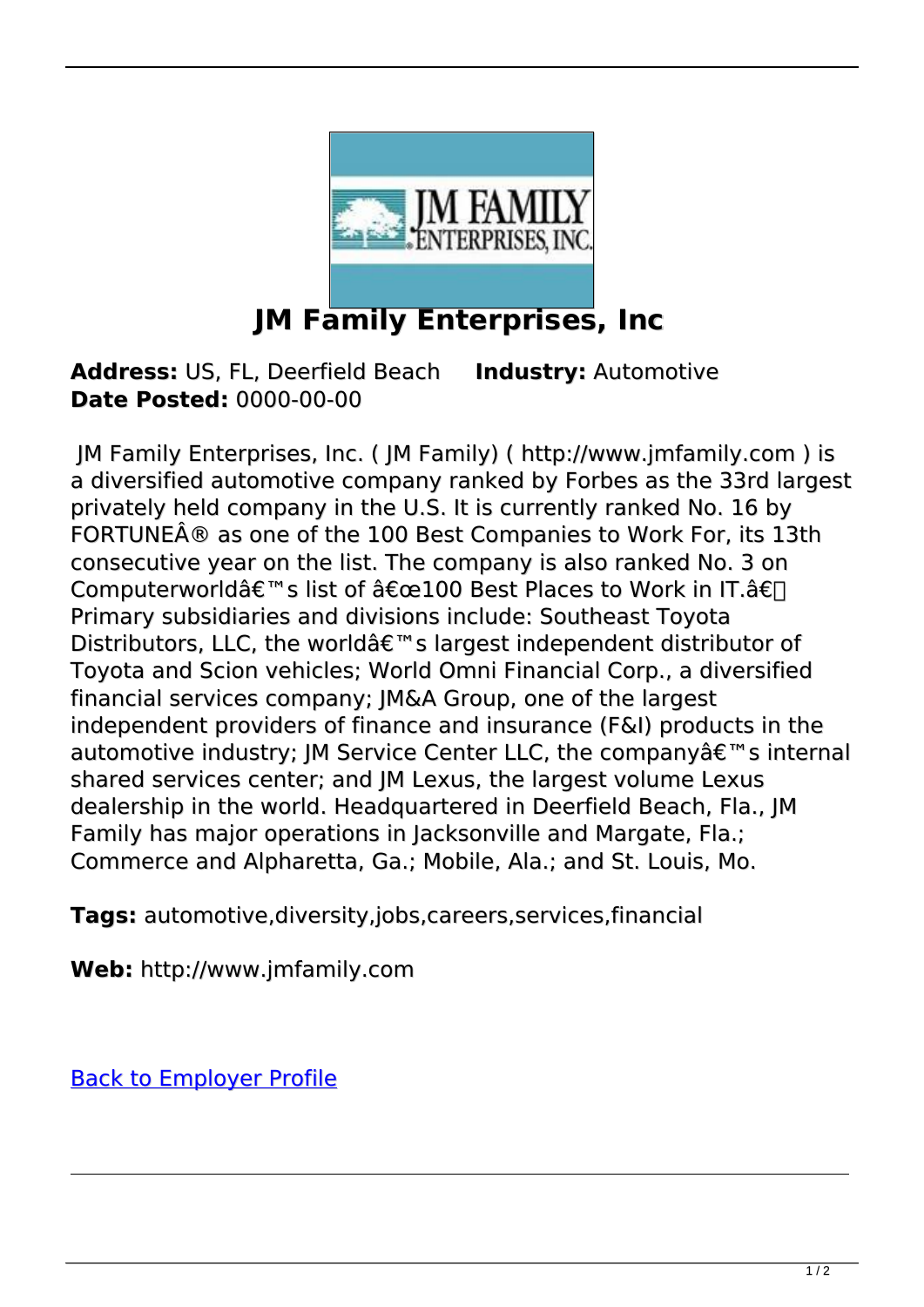# JM Family Enterprises, Inc

**Address:** US, FL, Deerfield Beach **Industry:** Automotive
**Date Posted:** 0000-00-00

JM Family Enterprises, Inc. ( JM Family) ( http://www.jmfamily.com ) is a diversified automotive company ranked by Forbes as the 33rd largest privately held company in the U.S. It is currently ranked No. 16 by FORTUNEÂ® as one of the 100 Best Companies to Work For, its 13th consecutive year on the list. The company is also ranked No. 3 on Computerworldâ€™s list of â€œ100 Best Places to Work in IT.â€ Primary subsidiaries and divisions include: Southeast Toyota Distributors, LLC, the worldâ€™s largest independent distributor of Toyota and Scion vehicles; World Omni Financial Corp., a diversified financial services company; JM&A Group, one of the largest independent providers of finance and insurance (F&I) products in the automotive industry; JM Service Center LLC, the companyâ€™s internal shared services center; and JM Lexus, the largest volume Lexus dealership in the world. Headquartered in Deerfield Beach, Fla., JM Family has major operations in Jacksonville and Margate, Fla.; Commerce and Alpharetta, Ga.; Mobile, Ala.; and St. Louis, Mo.

**Tags:** automotive,diversity,jobs,careers,services,financial

**Web:** http://www.jmfamily.com

Back to Employer Profile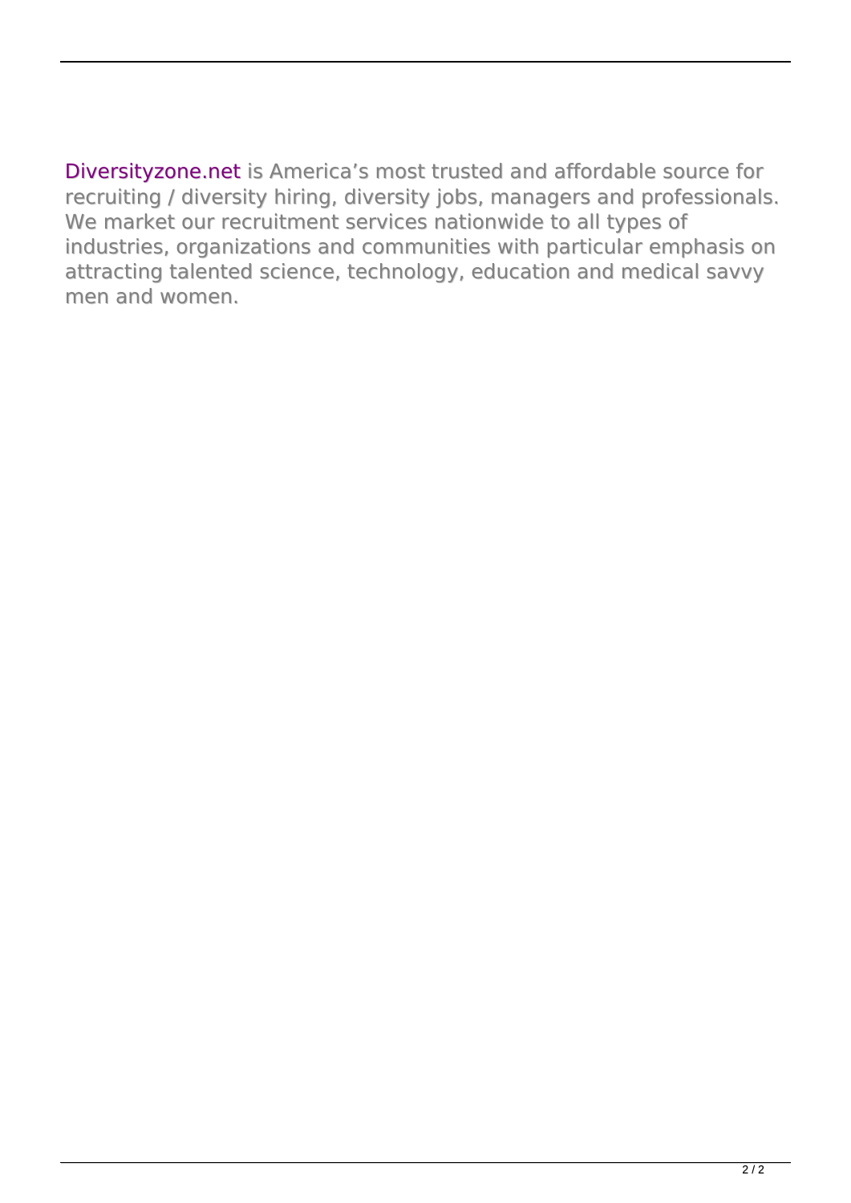Diversityzone.net is America's most trusted and affordable source for recruiting / diversity hiring, diversity jobs, managers and professionals. We market our recruitment services nationwide to all types of industries, organizations and communities with particular emphasis on attracting talented science, technology, education and medical savvy men and women.